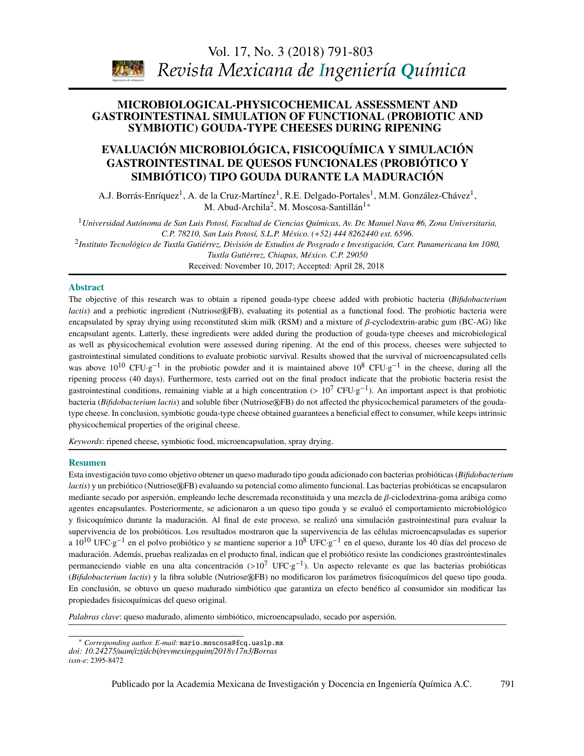# MICROBIOLOGICAL-PHYSICOCHEMICAL ASSESSMENT AND GASTROINTESTINAL SIMULATION OF FUNCTIONAL (PROBIOTIC AND SYMBIOTIC) GOUDA-TYPE CHEESES DURING RIPENING

# EVALUACIÓN MICROBIOLÓGICA, FISICOQUÍMICA Y SIMULACIÓN GASTROINTESTINAL DE QUESOS FUNCIONALES (PROBIÓTICO Y SIMBIÓTICO) TIPO GOUDA DURANTE LA MADURACIÓN

A.J. Borrás-Enríquez[1], A. de la Cruz-Martínez[1], R.E. Delgado-Portales[1], M.M. González-Chávez[1], M. Abud-Archila[2], M. Moscosa-Santillán[1]*

[1] *Universidad Autónoma de San Luis Potosí, Facultad de Ciencias Químicas, Av. Dr. Manuel Nava #6, Zona Universitaria, C.P. 78210, San Luis Potosí, S.L.P. México. (+52) 444 8262440 ext. 6596.*

[2] *Instituto Tecnológico de Tuxtla Gutiérrez, División de Estudios de Posgrado e Investigación, Carr. Panamericana km 1080, Tuxtla Gutiérrez, Chiapas, México. C.P. 29050*

Received: November 10, 2017; Accepted: April 28, 2018

## Abstract

The objective of this research was to obtain a ripened gouda-type cheese added with probiotic bacteria (*Bifidobacterium lactis*) and a prebiotic ingredient (Nutriose®FB), evaluating its potential as a functional food. The probiotic bacteria were encapsulated by spray drying using reconstituted skim milk (RSM) and a mixture of $\beta$-cyclodextrin-arabic gum (BC-AG) like encapsulant agents. Latterly, these ingredients were added during the production of gouda-type cheeses and microbiological as well as physicochemical evolution were assessed during ripening. At the end of this process, cheeses were subjected to gastrointestinal simulated conditions to evaluate probiotic survival. Results showed that the survival of microencapsulated cells was above $10^{10}$ CFU·g$^{-1}$ in the probiotic powder and it is maintained above $10^{8}$ CFU·g$^{-1}$ in the cheese, during all the ripening process (40 days). Furthermore, tests carried out on the final product indicate that the probiotic bacteria resist the gastrointestinal conditions, remaining viable at a high concentration (> $10^{7}$ CFU·g$^{-1}$). An important aspect is that probiotic bacteria (*Bifidobacterium lactis*) and soluble fiber (Nutriose®FB) do not affected the physicochemical parameters of the gouda-type cheese. In conclusion, symbiotic gouda-type cheese obtained guarantees a beneficial effect to consumer, while keeps intrinsic physicochemical properties of the original cheese.

*Keywords*: ripened cheese, symbiotic food, microencapsulation, spray drying.

## Resumen

Esta investigación tuvo como objetivo obtener un queso madurado tipo gouda adicionado con bacterias probióticas (*Bifidobacterium lactis*) y un prebiótico (Nutriose®FB) evaluando su potencial como alimento funcional. Las bacterias probióticas se encapsularon mediante secado por aspersión, empleando leche descremada reconstituida y una mezcla de $\beta$-ciclodextrina-goma arábiga como agentes encapsulantes. Posteriormente, se adicionaron a un queso tipo gouda y se evaluó el comportamiento microbiológico y fisicoquímico durante la maduración. Al final de este proceso, se realizó una simulación gastrointestinal para evaluar la supervivencia de los probióticos. Los resultados mostraron que la supervivencia de las células microencapsuladas es superior a $10^{10}$ UFC·g$^{-1}$ en el polvo probiótico y se mantiene superior a $10^{8}$ UFC·g$^{-1}$ en el queso, durante los 40 días del proceso de maduración. Además, pruebas realizadas en el producto final, indican que el probiótico resiste las condiciones grastrointestinales permaneciendo viable en una alta concentración (>$10^{7}$ UFC·g$^{-1}$). Un aspecto relevante es que las bacterias probióticas (*Bifidobacterium lactis*) y la fibra soluble (Nutriose®FB) no modificaron los parámetros fisicoquímicos del queso tipo gouda. En conclusión, se obtuvo un queso madurado simbiótico que garantiza un efecto benéfico al consumidor sin modificar las propiedades fisicoquímicas del queso original.

*Palabras clave*: queso madurado, alimento simbiótico, microencapsulado, secado por aspersión.

---

\* *Corresponding author. E-mail*: mario.moscosa@fcq.uaslp.mx
*doi: 10.24275/uam/izt/dcbi/revmexingquim/2018v17n3/Borras*
*issn-e*: 2395-8472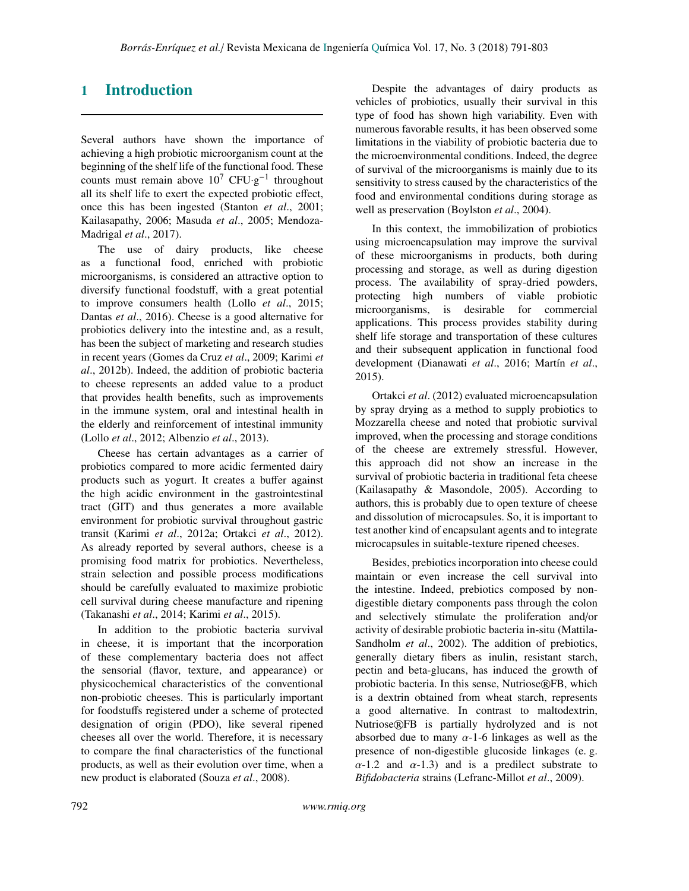# 1 Introduction

Several authors have shown the importance of achieving a high probiotic microorganism count at the beginning of the shelf life of the functional food. These counts must remain above $10^7$ CFU·g$^{-1}$ throughout all its shelf life to exert the expected probiotic effect, once this has been ingested (Stanton *et al*., 2001; Kailasapathy, 2006; Masuda *et al*., 2005; Mendoza-Madrigal *et al*., 2017).

The use of dairy products, like cheese as a functional food, enriched with probiotic microorganisms, is considered an attractive option to diversify functional foodstuff, with a great potential to improve consumers health (Lollo *et al*., 2015; Dantas *et al*., 2016). Cheese is a good alternative for probiotics delivery into the intestine and, as a result, has been the subject of marketing and research studies in recent years (Gomes da Cruz *et al*., 2009; Karimi *et al*., 2012b). Indeed, the addition of probiotic bacteria to cheese represents an added value to a product that provides health benefits, such as improvements in the immune system, oral and intestinal health in the elderly and reinforcement of intestinal immunity (Lollo *et al*., 2012; Albenzio *et al*., 2013).

Cheese has certain advantages as a carrier of probiotics compared to more acidic fermented dairy products such as yogurt. It creates a buffer against the high acidic environment in the gastrointestinal tract (GIT) and thus generates a more available environment for probiotic survival throughout gastric transit (Karimi *et al*., 2012a; Ortakci *et al*., 2012). As already reported by several authors, cheese is a promising food matrix for probiotics. Nevertheless, strain selection and possible process modifications should be carefully evaluated to maximize probiotic cell survival during cheese manufacture and ripening (Takanashi *et al*., 2014; Karimi *et al*., 2015).

In addition to the probiotic bacteria survival in cheese, it is important that the incorporation of these complementary bacteria does not affect the sensorial (flavor, texture, and appearance) or physicochemical characteristics of the conventional non-probiotic cheeses. This is particularly important for foodstuffs registered under a scheme of protected designation of origin (PDO), like several ripened cheeses all over the world. Therefore, it is necessary to compare the final characteristics of the functional products, as well as their evolution over time, when a new product is elaborated (Souza *et al*., 2008).

Despite the advantages of dairy products as vehicles of probiotics, usually their survival in this type of food has shown high variability. Even with numerous favorable results, it has been observed some limitations in the viability of probiotic bacteria due to the microenvironmental conditions. Indeed, the degree of survival of the microorganisms is mainly due to its sensitivity to stress caused by the characteristics of the food and environmental conditions during storage as well as preservation (Boylston *et al*., 2004).

In this context, the immobilization of probiotics using microencapsulation may improve the survival of these microorganisms in products, both during processing and storage, as well as during digestion process. The availability of spray-dried powders, protecting high numbers of viable probiotic microorganisms, is desirable for commercial applications. This process provides stability during shelf life storage and transportation of these cultures and their subsequent application in functional food development (Dianawati *et al*., 2016; Martín *et al*., 2015).

Ortakci *et al*. (2012) evaluated microencapsulation by spray drying as a method to supply probiotics to Mozzarella cheese and noted that probiotic survival improved, when the processing and storage conditions of the cheese are extremely stressful. However, this approach did not show an increase in the survival of probiotic bacteria in traditional feta cheese (Kailasapathy & Masondole, 2005). According to authors, this is probably due to open texture of cheese and dissolution of microcapsules. So, it is important to test another kind of encapsulant agents and to integrate microcapsules in suitable-texture ripened cheeses.

Besides, prebiotics incorporation into cheese could maintain or even increase the cell survival into the intestine. Indeed, prebiotics composed by non-digestible dietary components pass through the colon and selectively stimulate the proliferation and/or activity of desirable probiotic bacteria in-situ (Mattila-Sandholm *et al*., 2002). The addition of prebiotics, generally dietary fibers as inulin, resistant starch, pectin and beta-glucans, has induced the growth of probiotic bacteria. In this sense, Nutriose®FB, which is a dextrin obtained from wheat starch, represents a good alternative. In contrast to maltodextrin, Nutriose®FB is partially hydrolyzed and is not absorbed due to many $\alpha$-1-6 linkages as well as the presence of non-digestible glucoside linkages (e. g. $\alpha$-1.2 and $\alpha$-1.3) and is a predilect substrate to *Bifidobacteria* strains (Lefranc-Millot *et al*., 2009).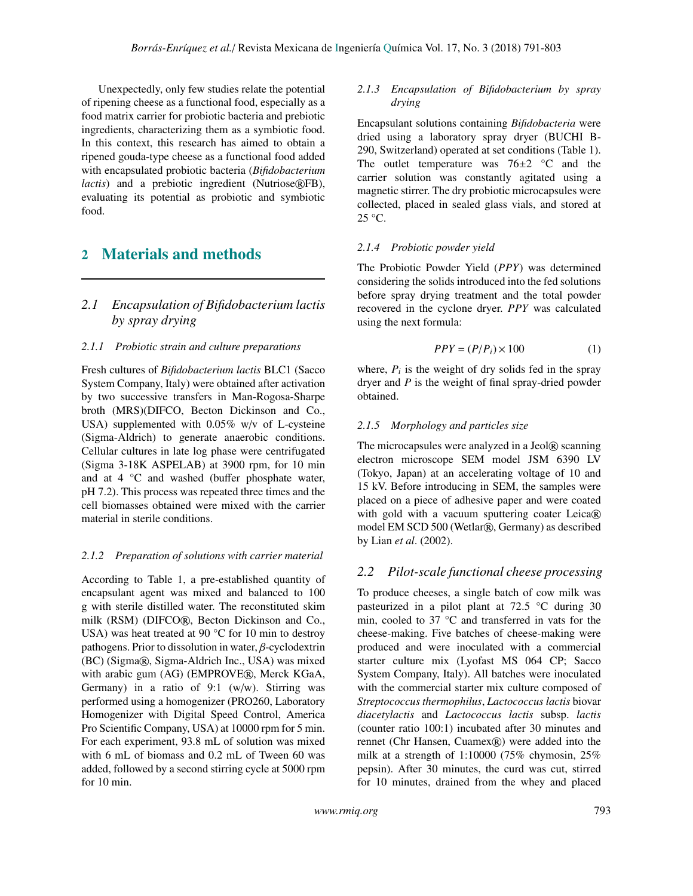Unexpectedly, only few studies relate the potential of ripening cheese as a functional food, especially as a food matrix carrier for probiotic bacteria and prebiotic ingredients, characterizing them as a symbiotic food. In this context, this research has aimed to obtain a ripened gouda-type cheese as a functional food added with encapsulated probiotic bacteria (*Bifidobacterium lactis*) and a prebiotic ingredient (Nutriose®FB), evaluating its potential as probiotic and symbiotic food.

## 2 Materials and methods

### 2.1 Encapsulation of Bifidobacterium lactis by spray drying

#### 2.1.1 Probiotic strain and culture preparations

Fresh cultures of *Bifidobacterium lactis* BLC1 (Sacco System Company, Italy) were obtained after activation by two successive transfers in Man-Rogosa-Sharpe broth (MRS)(DIFCO, Becton Dickinson and Co., USA) supplemented with 0.05% w/v of L-cysteine (Sigma-Aldrich) to generate anaerobic conditions. Cellular cultures in late log phase were centrifugated (Sigma 3-18K ASPELAB) at 3900 rpm, for 10 min and at 4 °C and washed (buffer phosphate water, pH 7.2). This process was repeated three times and the cell biomasses obtained were mixed with the carrier material in sterile conditions.

#### 2.1.2 Preparation of solutions with carrier material

According to Table 1, a pre-established quantity of encapsulant agent was mixed and balanced to 100 g with sterile distilled water. The reconstituted skim milk (RSM) (DIFCO®, Becton Dickinson and Co., USA) was heat treated at 90 °C for 10 min to destroy pathogens. Prior to dissolution in water, $\beta$-cyclodextrin (BC) (Sigma®, Sigma-Aldrich Inc., USA) was mixed with arabic gum (AG) (EMPROVE®, Merck KGaA, Germany) in a ratio of 9:1 (w/w). Stirring was performed using a homogenizer (PRO260, Laboratory Homogenizer with Digital Speed Control, America Pro Scientific Company, USA) at 10000 rpm for 5 min. For each experiment, 93.8 mL of solution was mixed with 6 mL of biomass and 0.2 mL of Tween 60 was added, followed by a second stirring cycle at 5000 rpm for 10 min.

#### 2.1.3 Encapsulation of Bifidobacterium by spray drying

Encapsulant solutions containing *Bifidobacteria* were dried using a laboratory spray dryer (BUCHI B-290, Switzerland) operated at set conditions (Table 1). The outlet temperature was 76±2 °C and the carrier solution was constantly agitated using a magnetic stirrer. The dry probiotic microcapsules were collected, placed in sealed glass vials, and stored at 25 °C.

#### 2.1.4 Probiotic powder yield

The Probiotic Powder Yield (*PPY*) was determined considering the solids introduced into the fed solutions before spray drying treatment and the total powder recovered in the cyclone dryer. *PPY* was calculated using the next formula:

$$PPY = (P/P_i) \times 100 \tag{1}$$

where, $P_i$ is the weight of dry solids fed in the spray dryer and $P$ is the weight of final spray-dried powder obtained.

#### 2.1.5 Morphology and particles size

The microcapsules were analyzed in a Jeol® scanning electron microscope SEM model JSM 6390 LV (Tokyo, Japan) at an accelerating voltage of 10 and 15 kV. Before introducing in SEM, the samples were placed on a piece of adhesive paper and were coated with gold with a vacuum sputtering coater Leica® model EM SCD 500 (Wetlar®, Germany) as described by Lian *et al*. (2002).

### 2.2 Pilot-scale functional cheese processing

To produce cheeses, a single batch of cow milk was pasteurized in a pilot plant at 72.5 °C during 30 min, cooled to 37 °C and transferred in vats for the cheese-making. Five batches of cheese-making were produced and were inoculated with a commercial starter culture mix (Lyofast MS 064 CP; Sacco System Company, Italy). All batches were inoculated with the commercial starter mix culture composed of *Streptococcus thermophilus*, *Lactococcus lactis* biovar *diacetylactis* and *Lactococcus lactis* subsp. *lactis* (counter ratio 100:1) incubated after 30 minutes and rennet (Chr Hansen, Cuamex®) were added into the milk at a strength of 1:10000 (75% chymosin, 25% pepsin). After 30 minutes, the curd was cut, stirred for 10 minutes, drained from the whey and placed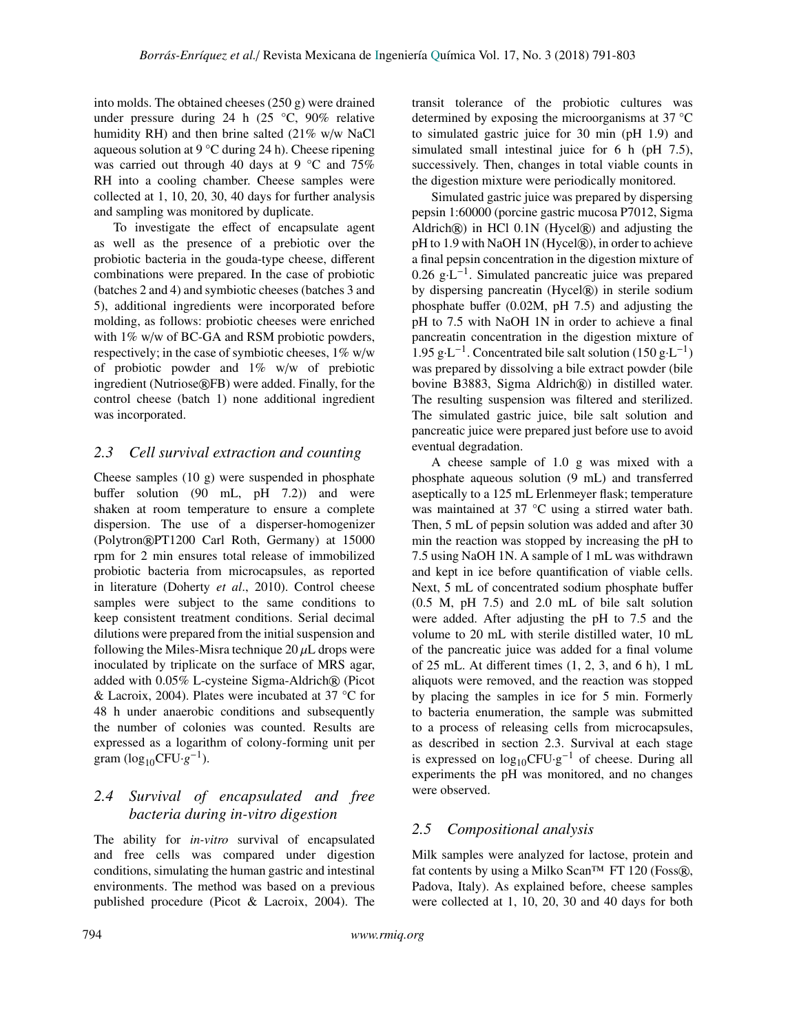into molds. The obtained cheeses (250 g) were drained under pressure during 24 h (25 °C, 90% relative humidity RH) and then brine salted (21% w/w NaCl aqueous solution at 9 °C during 24 h). Cheese ripening was carried out through 40 days at 9 °C and 75% RH into a cooling chamber. Cheese samples were collected at 1, 10, 20, 30, 40 days for further analysis and sampling was monitored by duplicate.

To investigate the effect of encapsulate agent as well as the presence of a prebiotic over the probiotic bacteria in the gouda-type cheese, different combinations were prepared. In the case of probiotic (batches 2 and 4) and symbiotic cheeses (batches 3 and 5), additional ingredients were incorporated before molding, as follows: probiotic cheeses were enriched with 1% w/w of BC-GA and RSM probiotic powders, respectively; in the case of symbiotic cheeses, 1% w/w of probiotic powder and 1% w/w of prebiotic ingredient (Nutriose®FB) were added. Finally, for the control cheese (batch 1) none additional ingredient was incorporated.

### 2.3 Cell survival extraction and counting

Cheese samples (10 g) were suspended in phosphate buffer solution (90 mL, pH 7.2)) and were shaken at room temperature to ensure a complete dispersion. The use of a disperser-homogenizer (Polytron®PT1200 Carl Roth, Germany) at 15000 rpm for 2 min ensures total release of immobilized probiotic bacteria from microcapsules, as reported in literature (Doherty *et al*., 2010). Control cheese samples were subject to the same conditions to keep consistent treatment conditions. Serial decimal dilutions were prepared from the initial suspension and following the Miles-Misra technique 20 $\mu$L drops were inoculated by triplicate on the surface of MRS agar, added with 0.05% L-cysteine Sigma-Aldrich® (Picot & Lacroix, 2004). Plates were incubated at 37 °C for 48 h under anaerobic conditions and subsequently the number of colonies was counted. Results are expressed as a logarithm of colony-forming unit per gram ($\log_{10}$CFU$\cdot g^{-1}$).

### 2.4 Survival of encapsulated and free bacteria during in-vitro digestion

The ability for *in-vitro* survival of encapsulated and free cells was compared under digestion conditions, simulating the human gastric and intestinal environments. The method was based on a previous published procedure (Picot & Lacroix, 2004). The transit tolerance of the probiotic cultures was determined by exposing the microorganisms at 37 °C to simulated gastric juice for 30 min (pH 1.9) and simulated small intestinal juice for 6 h (pH 7.5), successively. Then, changes in total viable counts in the digestion mixture were periodically monitored.

Simulated gastric juice was prepared by dispersing pepsin 1:60000 (porcine gastric mucosa P7012, Sigma Aldrich®) in HCl 0.1N (Hycel®) and adjusting the pH to 1.9 with NaOH 1N (Hycel®), in order to achieve a final pepsin concentration in the digestion mixture of 0.26 g$\cdot$L$^{-1}$. Simulated pancreatic juice was prepared by dispersing pancreatin (Hycel®) in sterile sodium phosphate buffer (0.02M, pH 7.5) and adjusting the pH to 7.5 with NaOH 1N in order to achieve a final pancreatin concentration in the digestion mixture of 1.95 g$\cdot$L$^{-1}$. Concentrated bile salt solution (150 g$\cdot$L$^{-1}$) was prepared by dissolving a bile extract powder (bile bovine B3883, Sigma Aldrich®) in distilled water. The resulting suspension was filtered and sterilized. The simulated gastric juice, bile salt solution and pancreatic juice were prepared just before use to avoid eventual degradation.

A cheese sample of 1.0 g was mixed with a phosphate aqueous solution (9 mL) and transferred aseptically to a 125 mL Erlenmeyer flask; temperature was maintained at 37 °C using a stirred water bath. Then, 5 mL of pepsin solution was added and after 30 min the reaction was stopped by increasing the pH to 7.5 using NaOH 1N. A sample of 1 mL was withdrawn and kept in ice before quantification of viable cells. Next, 5 mL of concentrated sodium phosphate buffer (0.5 M, pH 7.5) and 2.0 mL of bile salt solution were added. After adjusting the pH to 7.5 and the volume to 20 mL with sterile distilled water, 10 mL of the pancreatic juice was added for a final volume of 25 mL. At different times (1, 2, 3, and 6 h), 1 mL aliquots were removed, and the reaction was stopped by placing the samples in ice for 5 min. Formerly to bacteria enumeration, the sample was submitted to a process of releasing cells from microcapsules, as described in section 2.3. Survival at each stage is expressed on $\log_{10}$CFU$\cdot$g$^{-1}$ of cheese. During all experiments the pH was monitored, and no changes were observed.

### 2.5 Compositional analysis

Milk samples were analyzed for lactose, protein and fat contents by using a Milko Scan™ FT 120 (Foss®, Padova, Italy). As explained before, cheese samples were collected at 1, 10, 20, 30 and 40 days for both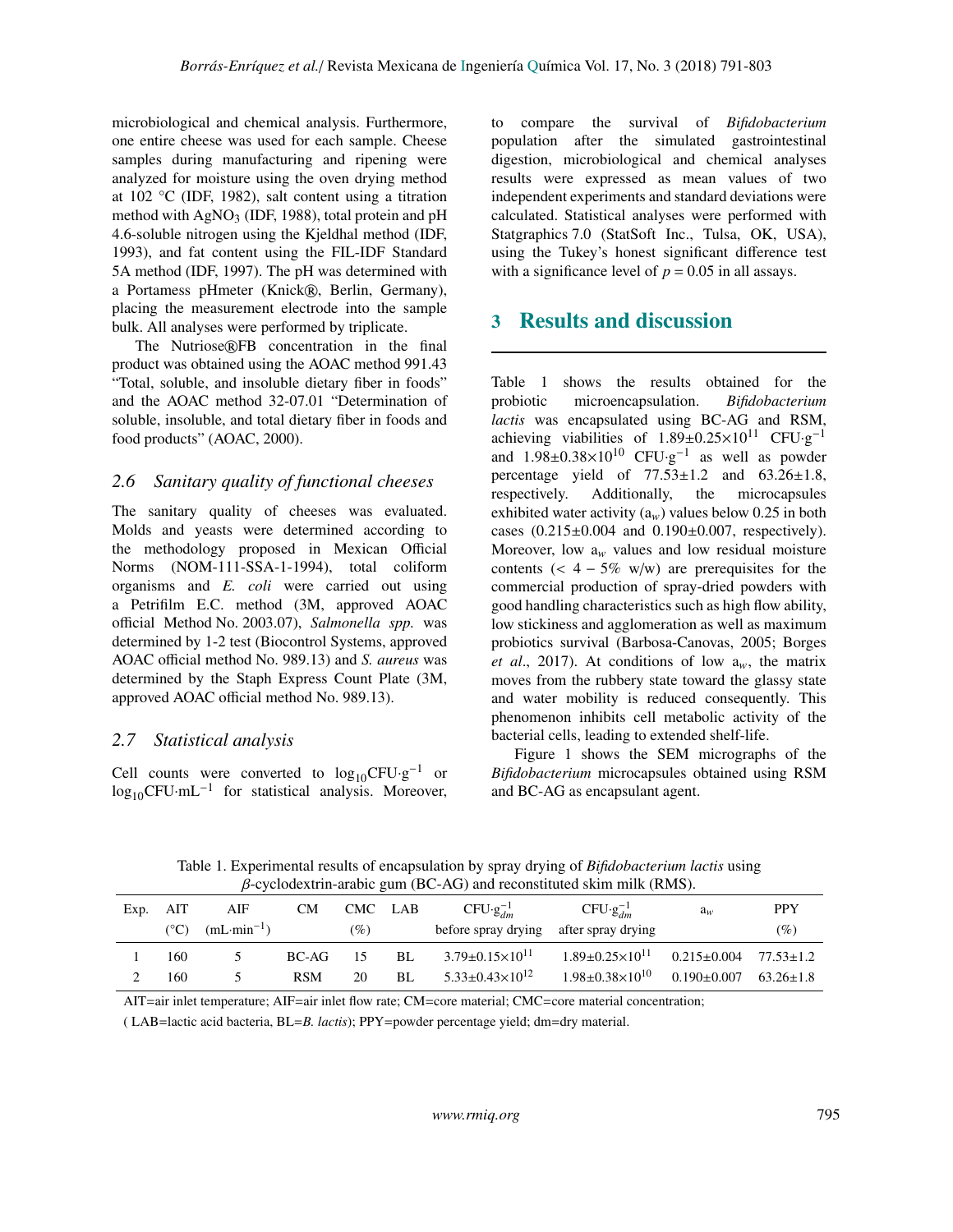microbiological and chemical analysis. Furthermore, one entire cheese was used for each sample. Cheese samples during manufacturing and ripening were analyzed for moisture using the oven drying method at 102 °C (IDF, 1982), salt content using a titration method with $AgNO_3$ (IDF, 1988), total protein and pH 4.6-soluble nitrogen using the Kjeldhal method (IDF, 1993), and fat content using the FIL-IDF Standard 5A method (IDF, 1997). The pH was determined with a Portamess pHmeter (Knick®, Berlin, Germany), placing the measurement electrode into the sample bulk. All analyses were performed by triplicate.

The Nutriose®FB concentration in the final product was obtained using the AOAC method 991.43 "Total, soluble, and insoluble dietary fiber in foods" and the AOAC method 32-07.01 "Determination of soluble, insoluble, and total dietary fiber in foods and food products" (AOAC, 2000).

### 2.6 Sanitary quality of functional cheeses

The sanitary quality of cheeses was evaluated. Molds and yeasts were determined according to the methodology proposed in Mexican Official Norms (NOM-111-SSA-1-1994), total coliform organisms and *E. coli* were carried out using a Petrifilm E.C. method (3M, approved AOAC official Method No. 2003.07), *Salmonella spp.* was determined by 1-2 test (Biocontrol Systems, approved AOAC official method No. 989.13) and *S. aureus* was determined by the Staph Express Count Plate (3M, approved AOAC official method No. 989.13).

### 2.7 Statistical analysis

Cell counts were converted to $\log_{10}$CFU·g$^{-1}$ or $\log_{10}$CFU·mL$^{-1}$ for statistical analysis. Moreover, to compare the survival of *Bifidobacterium* population after the simulated gastrointestinal digestion, microbiological and chemical analyses results were expressed as mean values of two independent experiments and standard deviations were calculated. Statistical analyses were performed with Statgraphics 7.0 (StatSoft Inc., Tulsa, OK, USA), using the Tukey's honest significant difference test with a significance level of $p = 0.05$ in all assays.

## 3 Results and discussion

Table 1 shows the results obtained for the probiotic microencapsulation. *Bifidobacterium lactis* was encapsulated using BC-AG and RSM, achieving viabilities of $1.89\pm0.25\times10^{11}$ CFU·g$^{-1}$ and $1.98\pm0.38\times10^{10}$ CFU·g$^{-1}$ as well as powder percentage yield of 77.53±1.2 and 63.26±1.8, respectively. Additionally, the microcapsules exhibited water activity ($a_w$) values below 0.25 in both cases (0.215±0.004 and 0.190±0.007, respectively). Moreover, low $a_w$ values and low residual moisture contents (< 4 – 5% w/w) are prerequisites for the commercial production of spray-dried powders with good handling characteristics such as high flow ability, low stickiness and agglomeration as well as maximum probiotics survival (Barbosa-Canovas, 2005; Borges *et al*., 2017). At conditions of low $a_w$, the matrix moves from the rubbery state toward the glassy state and water mobility is reduced consequently. This phenomenon inhibits cell metabolic activity of the bacterial cells, leading to extended shelf-life.

Figure 1 shows the SEM micrographs of the *Bifidobacterium* microcapsules obtained using RSM and BC-AG as encapsulant agent.

Table 1. Experimental results of encapsulation by spray drying of *Bifidobacterium lactis* using $\beta$-cyclodextrin-arabic gum (BC-AG) and reconstituted skim milk (RMS).

| Exp. | AIT (°C) | AIF (mL·min$^{-1}$) | CM | CMC (%) | LAB | CFU·g$_{dm}^{-1}$ before spray drying | CFU·g$_{dm}^{-1}$ after spray drying | $a_w$ | PPY (%) |
|---|---|---|---|---|---|---|---|---|---|
| 1 | 160 | 5 | BC-AG | 15 | BL | $3.79\pm0.15\times10^{11}$ | $1.89\pm0.25\times10^{11}$ | 0.215±0.004 | 77.53±1.2 |
| 2 | 160 | 5 | RSM | 20 | BL | $5.33\pm0.43\times10^{12}$ | $1.98\pm0.38\times10^{10}$ | 0.190±0.007 | 63.26±1.8 |

AIT=air inlet temperature; AIF=air inlet flow rate; CM=core material; CMC=core material concentration; ( LAB=lactic acid bacteria, BL=*B. lactis*); PPY=powder percentage yield; dm=dry material.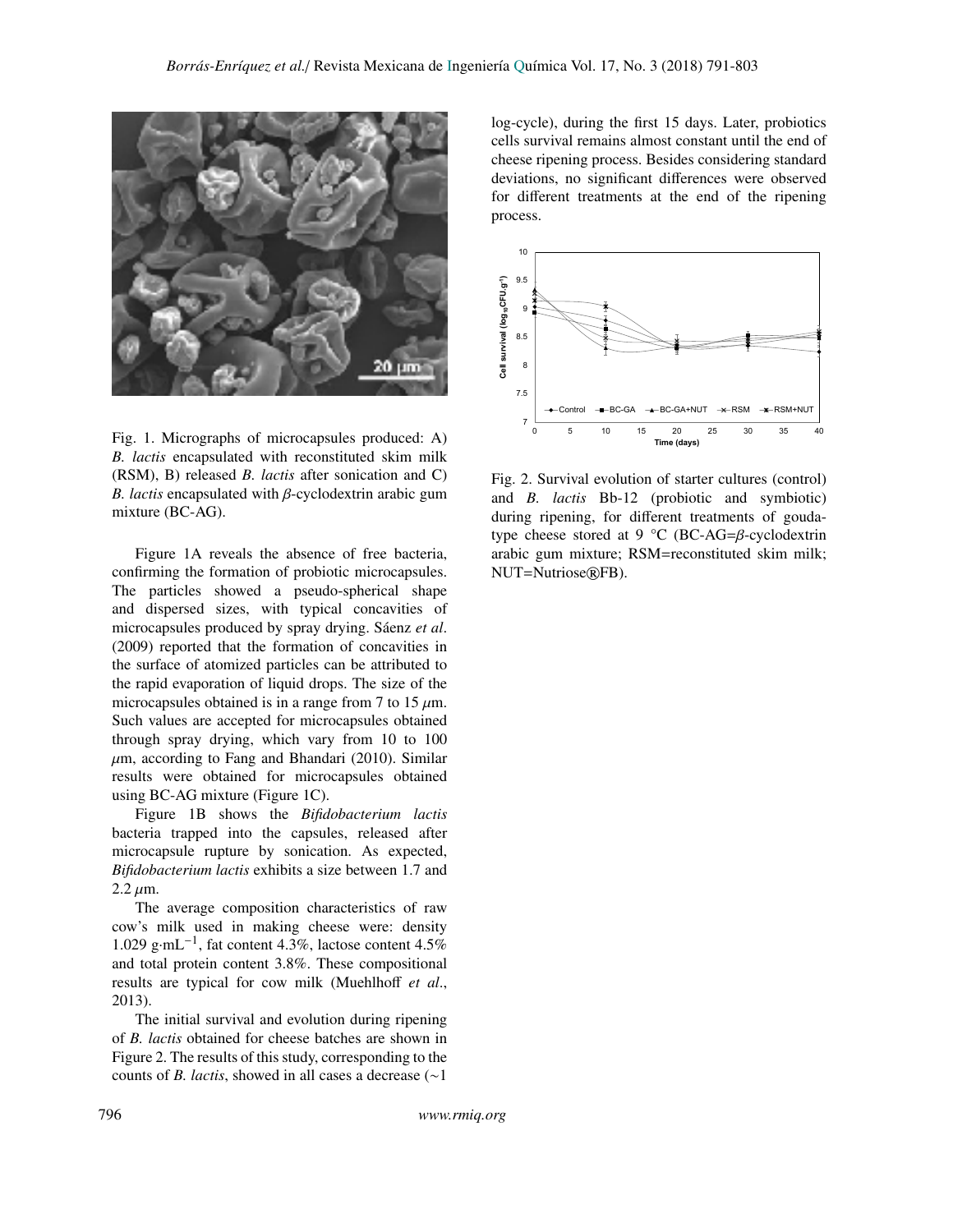Fig. 1. Micrographs of microcapsules produced: A) *B. lactis* encapsulated with reconstituted skim milk (RSM), B) released *B. lactis* after sonication and C) *B. lactis* encapsulated with $\beta$-cyclodextrin arabic gum mixture (BC-AG).

Figure 1A reveals the absence of free bacteria, confirming the formation of probiotic microcapsules. The particles showed a pseudo-spherical shape and dispersed sizes, with typical concavities of microcapsules produced by spray drying. Sáenz *et al*. (2009) reported that the formation of concavities in the surface of atomized particles can be attributed to the rapid evaporation of liquid drops. The size of the microcapsules obtained is in a range from 7 to 15 $\mu$m. Such values are accepted for microcapsules obtained through spray drying, which vary from 10 to 100 $\mu$m, according to Fang and Bhandari (2010). Similar results were obtained for microcapsules obtained using BC-AG mixture (Figure 1C).

Figure 1B shows the *Bifidobacterium lactis* bacteria trapped into the capsules, released after microcapsule rupture by sonication. As expected, *Bifidobacterium lactis* exhibits a size between 1.7 and 2.2 $\mu$m.

The average composition characteristics of raw cow's milk used in making cheese were: density 1.029 g$\cdot$mL$^{-1}$, fat content 4.3%, lactose content 4.5% and total protein content 3.8%. These compositional results are typical for cow milk (Muehlhoff *et al*., 2013).

The initial survival and evolution during ripening of *B. lactis* obtained for cheese batches are shown in Figure 2. The results of this study, corresponding to the counts of *B. lactis*, showed in all cases a decrease (~1 log-cycle), during the first 15 days. Later, probiotics cells survival remains almost constant until the end of cheese ripening process. Besides considering standard deviations, no significant differences were observed for different treatments at the end of the ripening process.

Fig. 2. Survival evolution of starter cultures (control) and *B. lactis* Bb-12 (probiotic and symbiotic) during ripening, for different treatments of gouda-type cheese stored at 9 °C (BC-AG=$\beta$-cyclodextrin arabic gum mixture; RSM=reconstituted skim milk; NUT=Nutriose®FB).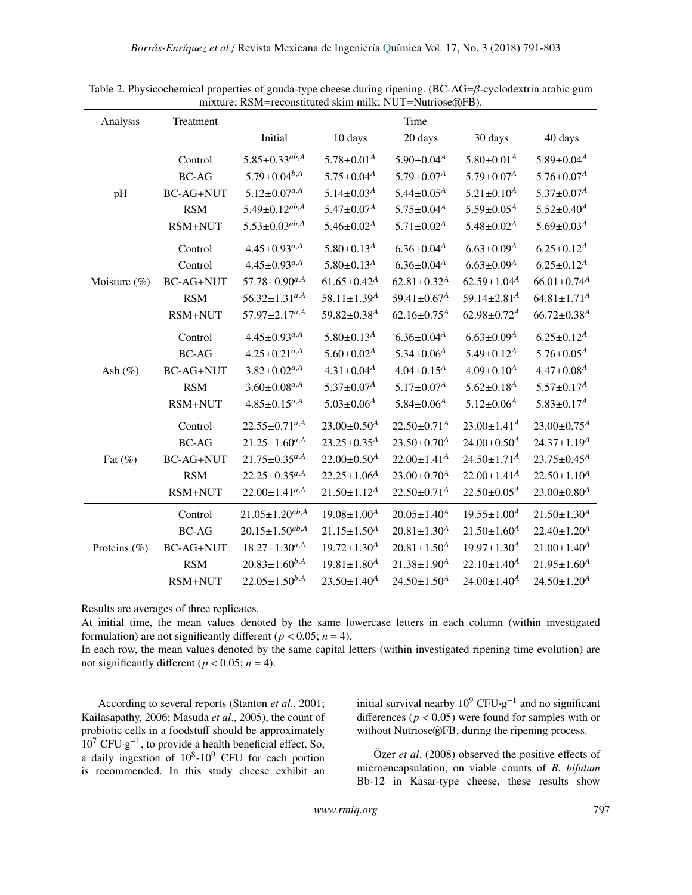Table 2. Physicochemical properties of gouda-type cheese during ripening. (BC-AG=$\beta$-cyclodextrin arabic gum mixture; RSM=reconstituted skim milk; NUT=Nutriose®FB).

| Analysis | Treatment | Time | | | | |
|---|---|---|---|---|---|---|
| | | Initial | 10 days | 20 days | 30 days | 40 days |
| pH | Control | $5.85{\pm}0.33^{ab,A}$ | $5.78{\pm}0.01^{A}$ | $5.90{\pm}0.04^{A}$ | $5.80{\pm}0.01^{A}$ | $5.89{\pm}0.04^{A}$ |
| | BC-AG | $5.79{\pm}0.04^{b,A}$ | $5.75{\pm}0.04^{A}$ | $5.79{\pm}0.07^{A}$ | $5.79{\pm}0.07^{A}$ | $5.76{\pm}0.07^{A}$ |
| | BC-AG+NUT | $5.12{\pm}0.07^{a,A}$ | $5.14{\pm}0.03^{A}$ | $5.44{\pm}0.05^{A}$ | $5.21{\pm}0.10^{A}$ | $5.37{\pm}0.07^{A}$ |
| | RSM | $5.49{\pm}0.12^{ab,A}$ | $5.47{\pm}0.07^{A}$ | $5.75{\pm}0.04^{A}$ | $5.59{\pm}0.05^{A}$ | $5.52{\pm}0.40^{A}$ |
| | RSM+NUT | $5.53{\pm}0.03^{ab,A}$ | $5.46{\pm}0.02^{A}$ | $5.71{\pm}0.02^{A}$ | $5.48{\pm}0.02^{A}$ | $5.69{\pm}0.03^{A}$ |
| Moisture (%) | Control | $4.45{\pm}0.93^{a,A}$ | $5.80{\pm}0.13^{A}$ | $6.36{\pm}0.04^{A}$ | $6.63{\pm}0.09^{A}$ | $6.25{\pm}0.12^{A}$ |
| | Control | $4.45{\pm}0.93^{a,A}$ | $5.80{\pm}0.13^{A}$ | $6.36{\pm}0.04^{A}$ | $6.63{\pm}0.09^{A}$ | $6.25{\pm}0.12^{A}$ |
| | BC-AG+NUT | $57.78{\pm}0.90^{a,A}$ | $61.65{\pm}0.42^{A}$ | $62.81{\pm}0.32^{A}$ | $62.59{\pm}1.04^{A}$ | $66.01{\pm}0.74^{A}$ |
| | RSM | $56.32{\pm}1.31^{a,A}$ | $58.11{\pm}1.39^{A}$ | $59.41{\pm}0.67^{A}$ | $59.14{\pm}2.81^{A}$ | $64.81{\pm}1.71^{A}$ |
| | RSM+NUT | $57.97{\pm}2.17^{a,A}$ | $59.82{\pm}0.38^{A}$ | $62.16{\pm}0.75^{A}$ | $62.98{\pm}0.72^{A}$ | $66.72{\pm}0.38^{A}$ |
| Ash (%) | Control | $4.45{\pm}0.93^{a,A}$ | $5.80{\pm}0.13^{A}$ | $6.36{\pm}0.04^{A}$ | $6.63{\pm}0.09^{A}$ | $6.25{\pm}0.12^{A}$ |
| | BC-AG | $4.25{\pm}0.21^{a,A}$ | $5.60{\pm}0.02^{A}$ | $5.34{\pm}0.06^{A}$ | $5.49{\pm}0.12^{A}$ | $5.76{\pm}0.05^{A}$ |
| | BC-AG+NUT | $3.82{\pm}0.02^{a,A}$ | $4.31{\pm}0.04^{A}$ | $4.04{\pm}0.15^{A}$ | $4.09{\pm}0.10^{A}$ | $4.47{\pm}0.08^{A}$ |
| | RSM | $3.60{\pm}0.08^{a,A}$ | $5.37{\pm}0.07^{A}$ | $5.17{\pm}0.07^{A}$ | $5.62{\pm}0.18^{A}$ | $5.57{\pm}0.17^{A}$ |
| | RSM+NUT | $4.85{\pm}0.15^{a,A}$ | $5.03{\pm}0.06^{A}$ | $5.84{\pm}0.06^{A}$ | $5.12{\pm}0.06^{A}$ | $5.83{\pm}0.17^{A}$ |
| Fat (%) | Control | $22.55{\pm}0.71^{a,A}$ | $23.00{\pm}0.50^{A}$ | $22.50{\pm}0.71^{A}$ | $23.00{\pm}1.41^{A}$ | $23.00{\pm}0.75^{A}$ |
| | BC-AG | $21.25{\pm}1.60^{a,A}$ | $23.25{\pm}0.35^{A}$ | $23.50{\pm}0.70^{A}$ | $24.00{\pm}0.50^{A}$ | $24.37{\pm}1.19^{A}$ |
| | BC-AG+NUT | $21.75{\pm}0.35^{a,A}$ | $22.00{\pm}0.50^{A}$ | $22.00{\pm}1.41^{A}$ | $24.50{\pm}1.71^{A}$ | $23.75{\pm}0.45^{A}$ |
| | RSM | $22.25{\pm}0.35^{a,A}$ | $22.25{\pm}1.06^{A}$ | $23.00{\pm}0.70^{A}$ | $22.00{\pm}1.41^{A}$ | $22.50{\pm}1.10^{A}$ |
| | RSM+NUT | $22.00{\pm}1.41^{a,A}$ | $21.50{\pm}1.12^{A}$ | $22.50{\pm}0.71^{A}$ | $22.50{\pm}0.05^{A}$ | $23.00{\pm}0.80^{A}$ |
| Proteins (%) | Control | $21.05{\pm}1.20^{ab,A}$ | $19.08{\pm}1.00^{A}$ | $20.05{\pm}1.40^{A}$ | $19.55{\pm}1.00^{A}$ | $21.50{\pm}1.30^{A}$ |
| | BC-AG | $20.15{\pm}1.50^{ab,A}$ | $21.15{\pm}1.50^{A}$ | $20.81{\pm}1.30^{A}$ | $21.50{\pm}1.60^{A}$ | $22.40{\pm}1.20^{A}$ |
| | BC-AG+NUT | $18.27{\pm}1.30^{a,A}$ | $19.72{\pm}1.30^{A}$ | $20.81{\pm}1.50^{A}$ | $19.97{\pm}1.30^{A}$ | $21.00{\pm}1.40^{A}$ |
| | RSM | $20.83{\pm}1.60^{b,A}$ | $19.81{\pm}1.80^{A}$ | $21.38{\pm}1.90^{A}$ | $22.10{\pm}1.40^{A}$ | $21.95{\pm}1.60^{A}$ |
| | RSM+NUT | $22.05{\pm}1.50^{b,A}$ | $23.50{\pm}1.40^{A}$ | $24.50{\pm}1.50^{A}$ | $24.00{\pm}1.40^{A}$ | $24.50{\pm}1.20^{A}$ |

Results are averages of three replicates.
At initial time, the mean values denoted by the same lowercase letters in each column (within investigated formulation) are not significantly different ($p < 0.05$; $n = 4$).
In each row, the mean values denoted by the same capital letters (within investigated ripening time evolution) are not significantly different ($p < 0.05$; $n = 4$).

According to several reports (Stanton *et al*., 2001; Kailasapathy, 2006; Masuda *et al*., 2005), the count of probiotic cells in a foodstuff should be approximately $10^7$ CFU$\cdot$g$^{-1}$, to provide a health beneficial effect. So, a daily ingestion of $10^8$-$10^9$ CFU for each portion is recommended. In this study cheese exhibit an initial survival nearby $10^9$ CFU$\cdot$g$^{-1}$ and no significant differences ($p < 0.05$) were found for samples with or without Nutriose®FB, during the ripening process.

Özer *et al*. (2008) observed the positive effects of microencapsulation, on viable counts of *B. bifidum* Bb-12 in Kasar-type cheese, these results show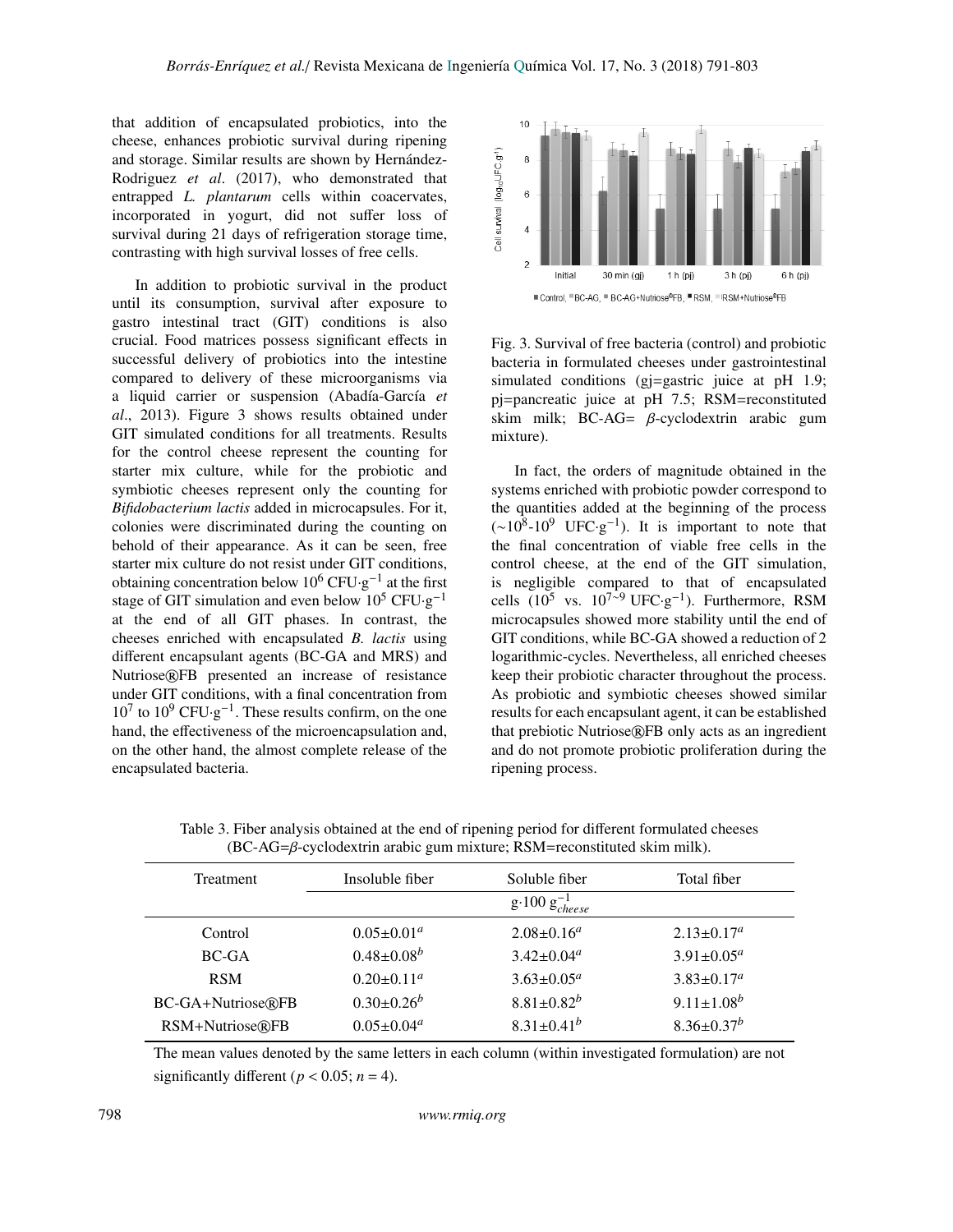that addition of encapsulated probiotics, into the cheese, enhances probiotic survival during ripening and storage. Similar results are shown by Hernández-Rodriguez *et al*. (2017), who demonstrated that entrapped *L. plantarum* cells within coacervates, incorporated in yogurt, did not suffer loss of survival during 21 days of refrigeration storage time, contrasting with high survival losses of free cells.

In addition to probiotic survival in the product until its consumption, survival after exposure to gastro intestinal tract (GIT) conditions is also crucial. Food matrices possess significant effects in successful delivery of probiotics into the intestine compared to delivery of these microorganisms via a liquid carrier or suspension (Abadía-García *et al*., 2013). Figure 3 shows results obtained under GIT simulated conditions for all treatments. Results for the control cheese represent the counting for starter mix culture, while for the probiotic and symbiotic cheeses represent only the counting for *Bifidobacterium lactis* added in microcapsules. For it, colonies were discriminated during the counting on behold of their appearance. As it can be seen, free starter mix culture do not resist under GIT conditions, obtaining concentration below $10^6$ CFU·g$^{-1}$ at the first stage of GIT simulation and even below $10^5$ CFU·g$^{-1}$ at the end of all GIT phases. In contrast, the cheeses enriched with encapsulated *B. lactis* using different encapsulant agents (BC-GA and MRS) and Nutriose®FB presented an increase of resistance under GIT conditions, with a final concentration from $10^7$ to $10^9$ CFU·g$^{-1}$. These results confirm, on the one hand, the effectiveness of the microencapsulation and, on the other hand, the almost complete release of the encapsulated bacteria.

Fig. 3. Survival of free bacteria (control) and probiotic bacteria in formulated cheeses under gastrointestinal simulated conditions (gj=gastric juice at pH 1.9; pj=pancreatic juice at pH 7.5; RSM=reconstituted skim milk; BC-AG= β-cyclodextrin arabic gum mixture).

In fact, the orders of magnitude obtained in the systems enriched with probiotic powder correspond to the quantities added at the beginning of the process (~$10^8$-$10^9$ UFC·g$^{-1}$). It is important to note that the final concentration of viable free cells in the control cheese, at the end of the GIT simulation, is negligible compared to that of encapsulated cells ($10^5$ vs. $10^{7\sim9}$ UFC·g$^{-1}$). Furthermore, RSM microcapsules showed more stability until the end of GIT conditions, while BC-GA showed a reduction of 2 logarithmic-cycles. Nevertheless, all enriched cheeses keep their probiotic character throughout the process. As probiotic and symbiotic cheeses showed similar results for each encapsulant agent, it can be established that prebiotic Nutriose®FB only acts as an ingredient and do not promote probiotic proliferation during the ripening process.

Table 3. Fiber analysis obtained at the end of ripening period for different formulated cheeses (BC-AG=β-cyclodextrin arabic gum mixture; RSM=reconstituted skim milk).

| Treatment | Insoluble fiber | Soluble fiber | Total fiber |
|---|---|---|---|
| | | g·100 $g_{cheese}^{-1}$ | |
| Control | 0.05±0.01$^a$ | 2.08±0.16$^a$ | 2.13±0.17$^a$ |
| BC-GA | 0.48±0.08$^b$ | 3.42±0.04$^a$ | 3.91±0.05$^a$ |
| RSM | 0.20±0.11$^a$ | 3.63±0.05$^a$ | 3.83±0.17$^a$ |
| BC-GA+Nutriose®FB | 0.30±0.26$^b$ | 8.81±0.82$^b$ | 9.11±1.08$^b$ |
| RSM+Nutriose®FB | 0.05±0.04$^a$ | 8.31±0.41$^b$ | 8.36±0.37$^b$ |

The mean values denoted by the same letters in each column (within investigated formulation) are not significantly different ($p < 0.05$; $n = 4$).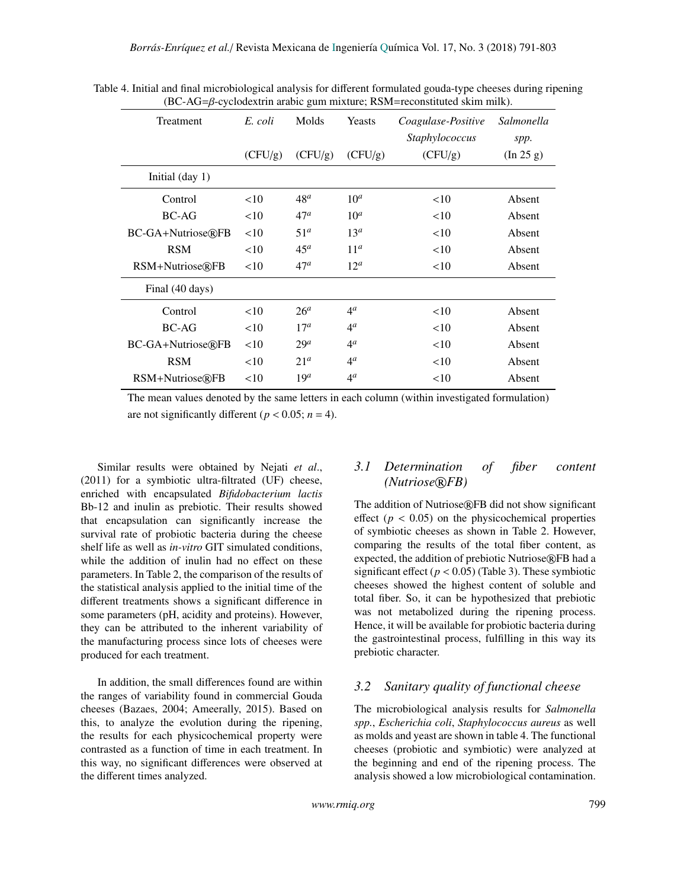Table 4. Initial and final microbiological analysis for different formulated gouda-type cheeses during ripening (BC-AG=$\beta$-cyclodextrin arabic gum mixture; RSM=reconstituted skim milk).

| Treatment | *E. coli* (CFU/g) | Molds (CFU/g) | Yeasts (CFU/g) | *Coagulase-Positive Staphylococcus* (CFU/g) | *Salmonella spp.* (In 25 g) |
|---|---|---|---|---|---|
| Initial (day 1) | | | | | |
| Control | <10 | 48[a] | 10[a] | <10 | Absent |
| BC-AG | <10 | 47[a] | 10[a] | <10 | Absent |
| BC-GA+Nutriose®FB | <10 | 51[a] | 13[a] | <10 | Absent |
| RSM | <10 | 45[a] | 11[a] | <10 | Absent |
| RSM+Nutriose®FB | <10 | 47[a] | 12[a] | <10 | Absent |
| Final (40 days) | | | | | |
| Control | <10 | 26[a] | 4[a] | <10 | Absent |
| BC-AG | <10 | 17[a] | 4[a] | <10 | Absent |
| BC-GA+Nutriose®FB | <10 | 29[a] | 4[a] | <10 | Absent |
| RSM | <10 | 21[a] | 4[a] | <10 | Absent |
| RSM+Nutriose®FB | <10 | 19[a] | 4[a] | <10 | Absent |

The mean values denoted by the same letters in each column (within investigated formulation) are not significantly different ($p < 0.05$; $n = 4$).

Similar results were obtained by Nejati *et al*., (2011) for a symbiotic ultra-filtrated (UF) cheese, enriched with encapsulated *Bifidobacterium lactis* Bb-12 and inulin as prebiotic. Their results showed that encapsulation can significantly increase the survival rate of probiotic bacteria during the cheese shelf life as well as *in-vitro* GIT simulated conditions, while the addition of inulin had no effect on these parameters. In Table 2, the comparison of the results of the statistical analysis applied to the initial time of the different treatments shows a significant difference in some parameters (pH, acidity and proteins). However, they can be attributed to the inherent variability of the manufacturing process since lots of cheeses were produced for each treatment.

In addition, the small differences found are within the ranges of variability found in commercial Gouda cheeses (Bazaes, 2004; Ameerally, 2015). Based on this, to analyze the evolution during the ripening, the results for each physicochemical property were contrasted as a function of time in each treatment. In this way, no significant differences were observed at the different times analyzed.

### *3.1 Determination of fiber content (Nutriose®FB)*

The addition of Nutriose®FB did not show significant effect ($p < 0.05$) on the physicochemical properties of symbiotic cheeses as shown in Table 2. However, comparing the results of the total fiber content, as expected, the addition of prebiotic Nutriose®FB had a significant effect ($p < 0.05$) (Table 3). These symbiotic cheeses showed the highest content of soluble and total fiber. So, it can be hypothesized that prebiotic was not metabolized during the ripening process. Hence, it will be available for probiotic bacteria during the gastrointestinal process, fulfilling in this way its prebiotic character.

### *3.2 Sanitary quality of functional cheese*

The microbiological analysis results for *Salmonella spp.*, *Escherichia coli*, *Staphylococcus aureus* as well as molds and yeast are shown in table 4. The functional cheeses (probiotic and symbiotic) were analyzed at the beginning and end of the ripening process. The analysis showed a low microbiological contamination.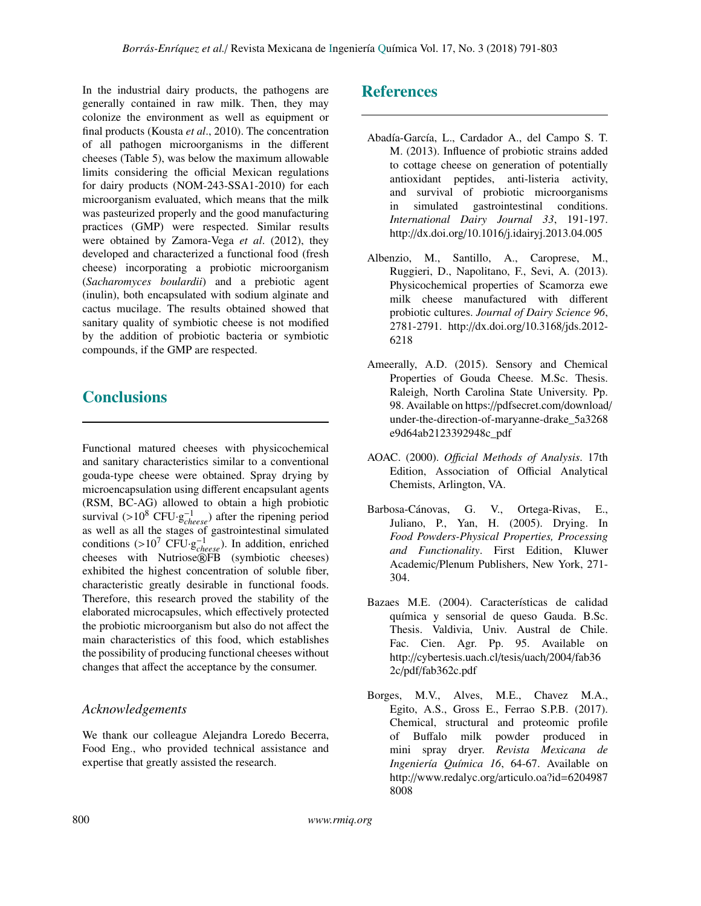In the industrial dairy products, the pathogens are generally contained in raw milk. Then, they may colonize the environment as well as equipment or final products (Kousta *et al*., 2010). The concentration of all pathogen microorganisms in the different cheeses (Table 5), was below the maximum allowable limits considering the official Mexican regulations for dairy products (NOM-243-SSA1-2010) for each microorganism evaluated, which means that the milk was pasteurized properly and the good manufacturing practices (GMP) were respected. Similar results were obtained by Zamora-Vega *et al*. (2012), they developed and characterized a functional food (fresh cheese) incorporating a probiotic microorganism (*Sacharomyces boulardii*) and a prebiotic agent (inulin), both encapsulated with sodium alginate and cactus mucilage. The results obtained showed that sanitary quality of symbiotic cheese is not modified by the addition of probiotic bacteria or symbiotic compounds, if the GMP are respected.

## Conclusions

Functional matured cheeses with physicochemical and sanitary characteristics similar to a conventional gouda-type cheese were obtained. Spray drying by microencapsulation using different encapsulant agents (RSM, BC-AG) allowed to obtain a high probiotic survival (>$10^8$ CFU·$g_{cheese}^{-1}$) after the ripening period as well as all the stages of gastrointestinal simulated conditions (>$10^7$ CFU·$g_{cheese}^{-1}$). In addition, enriched cheeses with Nutriose®FB (symbiotic cheeses) exhibited the highest concentration of soluble fiber, characteristic greatly desirable in functional foods. Therefore, this research proved the stability of the elaborated microcapsules, which effectively protected the probiotic microorganism but also do not affect the main characteristics of this food, which establishes the possibility of producing functional cheeses without changes that affect the acceptance by the consumer.

### *Acknowledgements*

We thank our colleague Alejandra Loredo Becerra, Food Eng., who provided technical assistance and expertise that greatly assisted the research.

## References

Abadía-García, L., Cardador A., del Campo S. T. M. (2013). Influence of probiotic strains added to cottage cheese on generation of potentially antioxidant peptides, anti-listeria activity, and survival of probiotic microorganisms in simulated gastrointestinal conditions. *International Dairy Journal 33*, 191-197. http://dx.doi.org/10.1016/j.idairyj.2013.04.005

Albenzio, M., Santillo, A., Caroprese, M., Ruggieri, D., Napolitano, F., Sevi, A. (2013). Physicochemical properties of Scamorza ewe milk cheese manufactured with different probiotic cultures. *Journal of Dairy Science 96*, 2781-2791. http://dx.doi.org/10.3168/jds.2012-6218

Ameerally, A.D. (2015). Sensory and Chemical Properties of Gouda Cheese. M.Sc. Thesis. Raleigh, North Carolina State University. Pp. 98. Available on https://pdfsecret.com/download/under-the-direction-of-maryanne-drake_5a3268e9d64ab2123392948c_pdf

AOAC. (2000). *Official Methods of Analysis*. 17th Edition, Association of Official Analytical Chemists, Arlington, VA.

Barbosa-Cánovas, G. V., Ortega-Rivas, E., Juliano, P., Yan, H. (2005). Drying. In *Food Powders-Physical Properties, Processing and Functionality*. First Edition, Kluwer Academic/Plenum Publishers, New York, 271-304.

Bazaes M.E. (2004). Características de calidad química y sensorial de queso Gauda. B.Sc. Thesis. Valdivia, Univ. Austral de Chile. Fac. Cien. Agr. Pp. 95. Available on http://cybertesis.uach.cl/tesis/uach/2004/fab362c/pdf/fab362c.pdf

Borges, M.V., Alves, M.E., Chavez M.A., Egito, A.S., Gross E., Ferrao S.P.B. (2017). Chemical, structural and proteomic profile of Buffalo milk powder produced in mini spray dryer. *Revista Mexicana de Ingeniería Química 16*, 64-67. Available on http://www.redalyc.org/articulo.oa?id=62049878008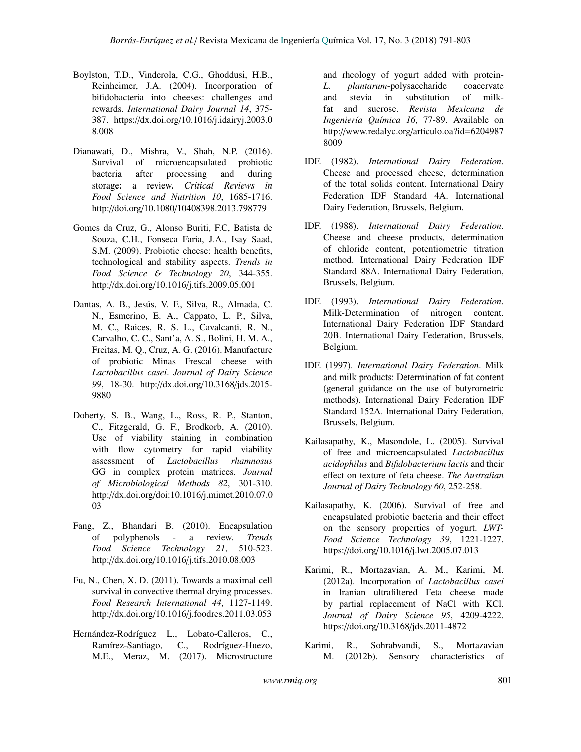Boylston, T.D., Vinderola, C.G., Ghoddusi, H.B., Reinheimer, J.A. (2004). Incorporation of bifidobacteria into cheeses: challenges and rewards. *International Dairy Journal 14*, 375-387. https://dx.doi.org/10.1016/j.idairyj.2003.08.008

Dianawati, D., Mishra, V., Shah, N.P. (2016). Survival of microencapsulated probiotic bacteria after processing and during storage: a review. *Critical Reviews in Food Science and Nutrition 10*, 1685-1716. http://doi.org/10.1080/10408398.2013.798779

Gomes da Cruz, G., Alonso Buriti, F.C, Batista de Souza, C.H., Fonseca Faria, J.A., Isay Saad, S.M. (2009). Probiotic cheese: health benefits, technological and stability aspects. *Trends in Food Science & Technology 20*, 344-355. http://dx.doi.org/10.1016/j.tifs.2009.05.001

Dantas, A. B., Jesús, V. F., Silva, R., Almada, C. N., Esmerino, E. A., Cappato, L. P., Silva, M. C., Raices, R. S. L., Cavalcanti, R. N., Carvalho, C. C., Sant'a, A. S., Bolini, H. M. A., Freitas, M. Q., Cruz, A. G. (2016). Manufacture of probiotic Minas Frescal cheese with *Lactobacillus casei*. *Journal of Dairy Science 99*, 18-30. http://dx.doi.org/10.3168/jds.2015-9880

Doherty, S. B., Wang, L., Ross, R. P., Stanton, C., Fitzgerald, G. F., Brodkorb, A. (2010). Use of viability staining in combination with flow cytometry for rapid viability assessment of *Lactobacillus rhamnosus* GG in complex protein matrices. *Journal of Microbiological Methods 82*, 301-310. http://dx.doi.org/doi:10.1016/j.mimet.2010.07.003

Fang, Z., Bhandari B. (2010). Encapsulation of polyphenols - a review. *Trends Food Science Technology 21*, 510-523. http://dx.doi.org/10.1016/j.tifs.2010.08.003

Fu, N., Chen, X. D. (2011). Towards a maximal cell survival in convective thermal drying processes. *Food Research International 44*, 1127-1149. http://dx.doi.org/10.1016/j.foodres.2011.03.053

Hernández-Rodríguez L., Lobato-Calleros, C., Ramírez-Santiago, C., Rodríguez-Huezo, M.E., Meraz, M. (2017). Microstructure and rheology of yogurt added with protein-*L. plantarum*-polysaccharide coacervate and stevia in substitution of milk-fat and sucrose. *Revista Mexicana de Ingeniería Química 16*, 77-89. Available on http://www.redalyc.org/articulo.oa?id=62049878009

IDF. (1982). *International Dairy Federation*. Cheese and processed cheese, determination of the total solids content. International Dairy Federation IDF Standard 4A. International Dairy Federation, Brussels, Belgium.

IDF. (1988). *International Dairy Federation*. Cheese and cheese products, determination of chloride content, potentiometric titration method. International Dairy Federation IDF Standard 88A. International Dairy Federation, Brussels, Belgium.

IDF. (1993). *International Dairy Federation*. Milk-Determination of nitrogen content. International Dairy Federation IDF Standard 20B. International Dairy Federation, Brussels, Belgium.

IDF. (1997). *International Dairy Federation*. Milk and milk products: Determination of fat content (general guidance on the use of butyrometric methods). International Dairy Federation IDF Standard 152A. International Dairy Federation, Brussels, Belgium.

Kailasapathy, K., Masondole, L. (2005). Survival of free and microencapsulated *Lactobacillus acidophilus* and *Bifidobacterium lactis* and their effect on texture of feta cheese. *The Australian Journal of Dairy Technology 60*, 252-258.

Kailasapathy, K. (2006). Survival of free and encapsulated probiotic bacteria and their effect on the sensory properties of yogurt. *LWT-Food Science Technology 39*, 1221-1227. https://doi.org/10.1016/j.lwt.2005.07.013

Karimi, R., Mortazavian, A. M., Karimi, M. (2012a). Incorporation of *Lactobacillus casei* in Iranian ultrafiltered Feta cheese made by partial replacement of NaCl with KCl. *Journal of Dairy Science 95*, 4209-4222. https://doi.org/10.3168/jds.2011-4872

Karimi, R., Sohrabvandi, S., Mortazavian M. (2012b). Sensory characteristics of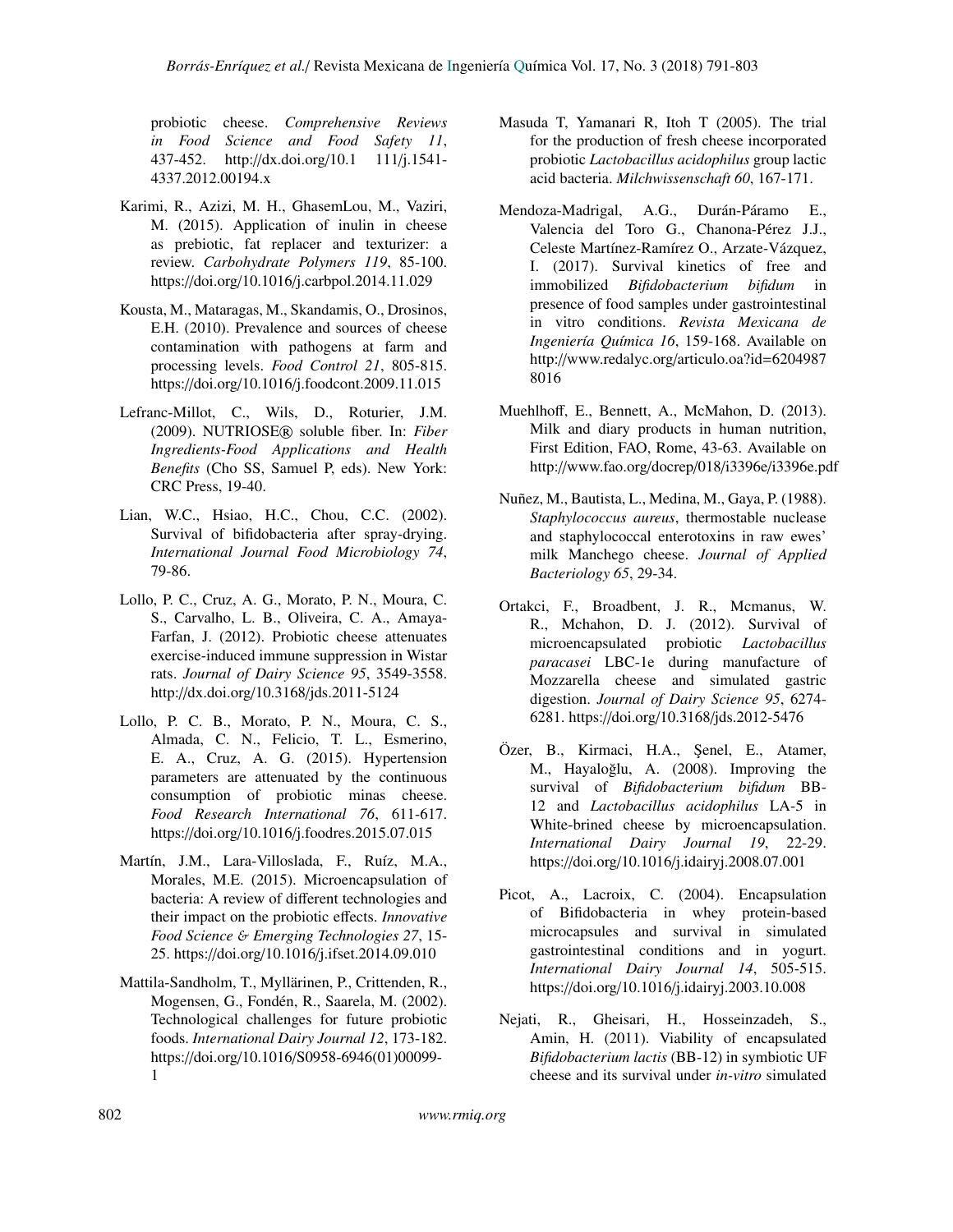probiotic cheese. *Comprehensive Reviews in Food Science and Food Safety 11*, 437-452. http://dx.doi.org/10.1 111/j.1541-4337.2012.00194.x

Karimi, R., Azizi, M. H., GhasemLou, M., Vaziri, M. (2015). Application of inulin in cheese as prebiotic, fat replacer and texturizer: a review. *Carbohydrate Polymers 119*, 85-100. https://doi.org/10.1016/j.carbpol.2014.11.029

Kousta, M., Mataragas, M., Skandamis, O., Drosinos, E.H. (2010). Prevalence and sources of cheese contamination with pathogens at farm and processing levels. *Food Control 21*, 805-815. https://doi.org/10.1016/j.foodcont.2009.11.015

Lefranc-Millot, C., Wils, D., Roturier, J.M. (2009). NUTRIOSE® soluble fiber. In: *Fiber Ingredients-Food Applications and Health Benefits* (Cho SS, Samuel P, eds). New York: CRC Press, 19-40.

Lian, W.C., Hsiao, H.C., Chou, C.C. (2002). Survival of bifidobacteria after spray-drying. *International Journal Food Microbiology 74*, 79-86.

Lollo, P. C., Cruz, A. G., Morato, P. N., Moura, C. S., Carvalho, L. B., Oliveira, C. A., Amaya-Farfan, J. (2012). Probiotic cheese attenuates exercise-induced immune suppression in Wistar rats. *Journal of Dairy Science 95*, 3549-3558. http://dx.doi.org/10.3168/jds.2011-5124

Lollo, P. C. B., Morato, P. N., Moura, C. S., Almada, C. N., Felicio, T. L., Esmerino, E. A., Cruz, A. G. (2015). Hypertension parameters are attenuated by the continuous consumption of probiotic minas cheese. *Food Research International 76*, 611-617. https://doi.org/10.1016/j.foodres.2015.07.015

Martín, J.M., Lara-Villoslada, F., Ruíz, M.A., Morales, M.E. (2015). Microencapsulation of bacteria: A review of different technologies and their impact on the probiotic effects. *Innovative Food Science & Emerging Technologies 27*, 15-25. https://doi.org/10.1016/j.ifset.2014.09.010

Mattila-Sandholm, T., Myllärinen, P., Crittenden, R., Mogensen, G., Fondén, R., Saarela, M. (2002). Technological challenges for future probiotic foods. *International Dairy Journal 12*, 173-182. https://doi.org/10.1016/S0958-6946(01)00099-1

Masuda T, Yamanari R, Itoh T (2005). The trial for the production of fresh cheese incorporated probiotic *Lactobacillus acidophilus* group lactic acid bacteria. *Milchwissenschaft 60*, 167-171.

Mendoza-Madrigal, A.G., Durán-Páramo E., Valencia del Toro G., Chanona-Pérez J.J., Celeste Martínez-Ramírez O., Arzate-Vázquez, I. (2017). Survival kinetics of free and immobilized *Bifidobacterium bifidum* in presence of food samples under gastrointestinal in vitro conditions. *Revista Mexicana de Ingeniería Química 16*, 159-168. Available on http://www.redalyc.org/articulo.oa?id=62049878016

Muehlhoff, E., Bennett, A., McMahon, D. (2013). Milk and diary products in human nutrition, First Edition, FAO, Rome, 43-63. Available on http://www.fao.org/docrep/018/i3396e/i3396e.pdf

Nuñez, M., Bautista, L., Medina, M., Gaya, P. (1988). *Staphylococcus aureus*, thermostable nuclease and staphylococcal enterotoxins in raw ewes' milk Manchego cheese. *Journal of Applied Bacteriology 65*, 29-34.

Ortakci, F., Broadbent, J. R., Mcmanus, W. R., Mchahon, D. J. (2012). Survival of microencapsulated probiotic *Lactobacillus paracasei* LBC-1e during manufacture of Mozzarella cheese and simulated gastric digestion. *Journal of Dairy Science 95*, 6274-6281. https://doi.org/10.3168/jds.2012-5476

Özer, B., Kirmaci, H.A., Şenel, E., Atamer, M., Hayaloğlu, A. (2008). Improving the survival of *Bifidobacterium bifidum* BB-12 and *Lactobacillus acidophilus* LA-5 in White-brined cheese by microencapsulation. *International Dairy Journal 19*, 22-29. https://doi.org/10.1016/j.idairyj.2008.07.001

Picot, A., Lacroix, C. (2004). Encapsulation of Bifidobacteria in whey protein-based microcapsules and survival in simulated gastrointestinal conditions and in yogurt. *International Dairy Journal 14*, 505-515. https://doi.org/10.1016/j.idairyj.2003.10.008

Nejati, R., Gheisari, H., Hosseinzadeh, S., Amin, H. (2011). Viability of encapsulated *Bifidobacterium lactis* (BB-12) in symbiotic UF cheese and its survival under *in-vitro* simulated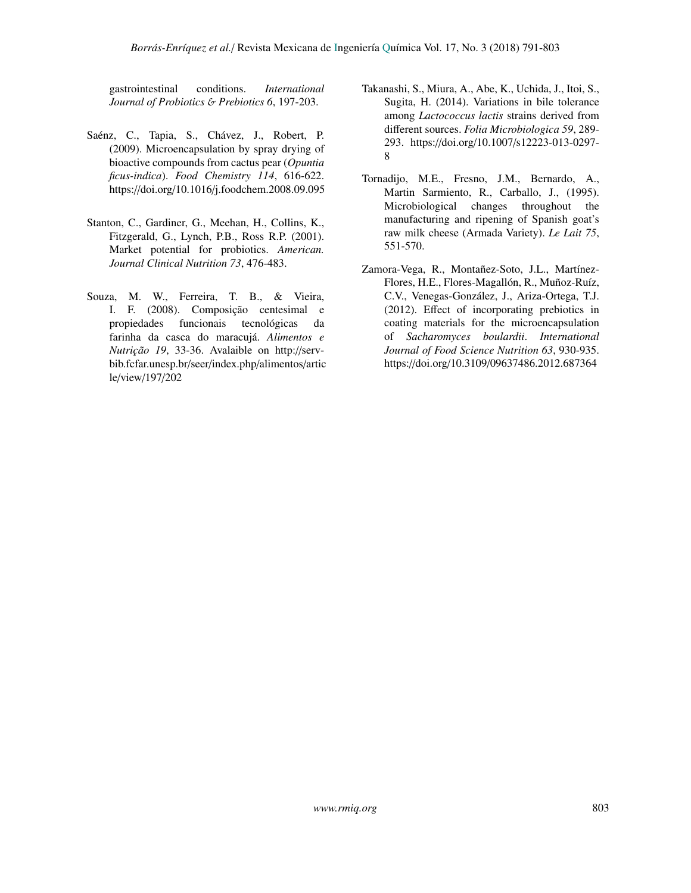gastrointestinal conditions. *International Journal of Probiotics & Prebiotics 6*, 197-203.

Saénz, C., Tapia, S., Chávez, J., Robert, P. (2009). Microencapsulation by spray drying of bioactive compounds from cactus pear (*Opuntia ficus-indica*). *Food Chemistry 114*, 616-622. https://doi.org/10.1016/j.foodchem.2008.09.095

Stanton, C., Gardiner, G., Meehan, H., Collins, K., Fitzgerald, G., Lynch, P.B., Ross R.P. (2001). Market potential for probiotics. *American. Journal Clinical Nutrition 73*, 476-483.

Souza, M. W., Ferreira, T. B., & Vieira, I. F. (2008). Composição centesimal e propiedades funcionais tecnológicas da farinha da casca do maracujá. *Alimentos e Nutrição 19*, 33-36. Avalaible on http://serv-bib.fcfar.unesp.br/seer/index.php/alimentos/article/view/197/202

Takanashi, S., Miura, A., Abe, K., Uchida, J., Itoi, S., Sugita, H. (2014). Variations in bile tolerance among *Lactococcus lactis* strains derived from different sources. *Folia Microbiologica 59*, 289-293. https://doi.org/10.1007/s12223-013-0297-8

Tornadijo, M.E., Fresno, J.M., Bernardo, A., Martin Sarmiento, R., Carballo, J., (1995). Microbiological changes throughout the manufacturing and ripening of Spanish goat's raw milk cheese (Armada Variety). *Le Lait 75*, 551-570.

Zamora-Vega, R., Montañez-Soto, J.L., Martínez-Flores, H.E., Flores-Magallón, R., Muñoz-Ruíz, C.V., Venegas-González, J., Ariza-Ortega, T.J. (2012). Effect of incorporating prebiotics in coating materials for the microencapsulation of *Sacharomyces boulardii*. *International Journal of Food Science Nutrition 63*, 930-935. https://doi.org/10.3109/09637486.2012.687364